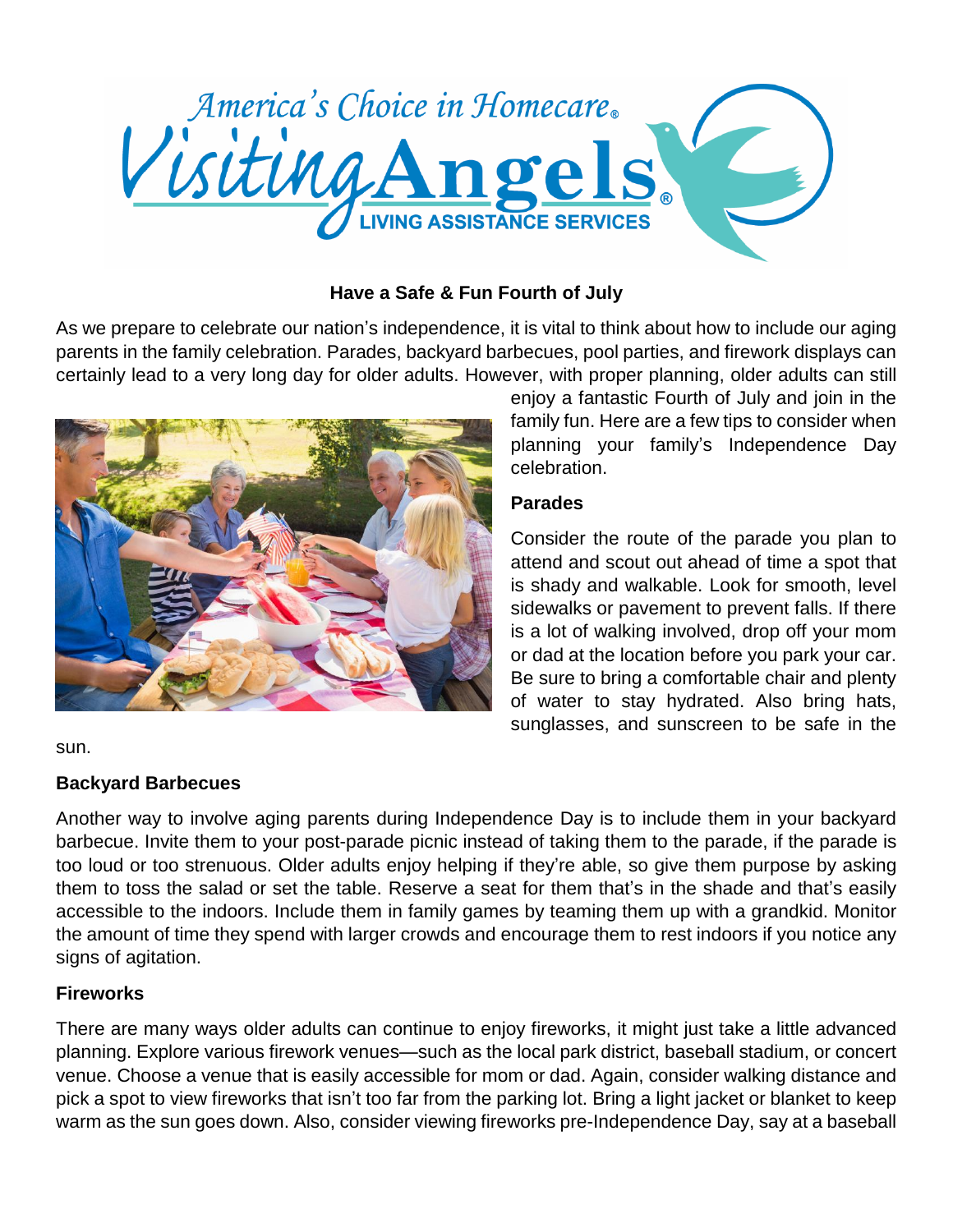# Have a Safe & Fun Fourth of July

As we prepare to celebrate our nation's independence, it is vital to think about how to include our aging parents in the family celebration. Parades, backyard barbecues, pool parties, and firework displays can certainly lead to a very long day for older adults. However, with proper planning, older adults can still enjoy a fantastic Fourth of July and join in the family fun. Here are a few tips to consider when planning your family's Independence Day celebration.

## Parades

Consider the route of the parade you plan to attend and scout out ahead of time a spot that is shady and walkable. Look for smooth, level sidewalks or pavement to prevent falls. If there is a lot of walking involved, drop off your mom or dad at the location before you park your car. Be sure to bring a comfortable chair and plenty of water to stay hydrated. Also bring hats, sunglasses, and sunscreen to be safe in the sun.

## Backyard Barbecues

Another way to involve aging parents during Independence Day is to include them in your backyard barbecue. Invite them to your post-parade picnic instead of taking them to the parade, if the parade is too loud or too strenuous. Older adults enjoy helping if they're able, so give them purpose by asking them to toss the salad or set the table. Reserve a seat for them that's in the shade and that's easily accessible to the indoors. Include them in family games by teaming them up with a grandkid. Monitor the amount of time they spend with larger crowds and encourage them to rest indoors if you notice any signs of agitation.

## Fireworks

There are many ways older adults can continue to enjoy fireworks, it might just take a little advanced planning. Explore various firework venues—such as the local park district, baseball stadium, or concert venue. Choose a venue that is easily accessible for mom or dad. Again, consider walking distance and pick a spot to view fireworks that isn't too far from the parking lot. Bring a light jacket or blanket to keep warm as the sun goes down. Also, consider viewing fireworks pre-Independence Day, say at a baseball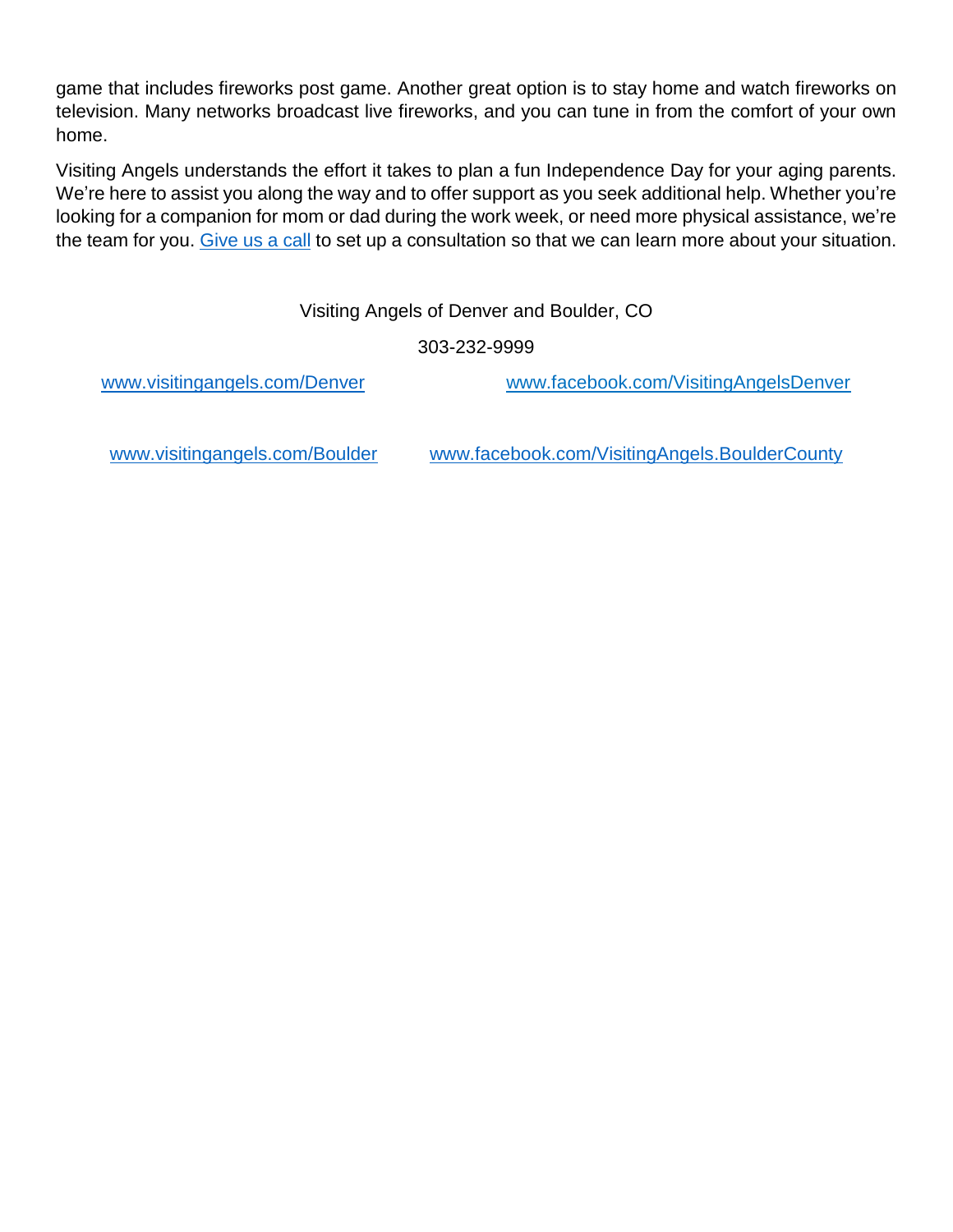game that includes fireworks post game. Another great option is to stay home and watch fireworks on television. Many networks broadcast live fireworks, and you can tune in from the comfort of your own home.

Visiting Angels understands the effort it takes to plan a fun Independence Day for your aging parents. We're here to assist you along the way and to offer support as you seek additional help. Whether you're looking for a companion for mom or dad during the work week, or need more physical assistance, we're the team for you. [Give us a call]() to set up a consultation so that we can learn more about your situation.

Visiting Angels of Denver and Boulder, CO

303-232-9999

[www.visitingangels.com/Denver](http://www.visitingangels.com/Denver) [www.facebook.com/VisitingAngelsDenver](http://www.facebook.com/VisitingAngelsDenver)

[www.visitingangels.com/Boulder](http://www.visitingangels.com/Boulder) [www.facebook.com/VisitingAngels.BoulderCounty](http://www.facebook.com/VisitingAngels.BoulderCounty)